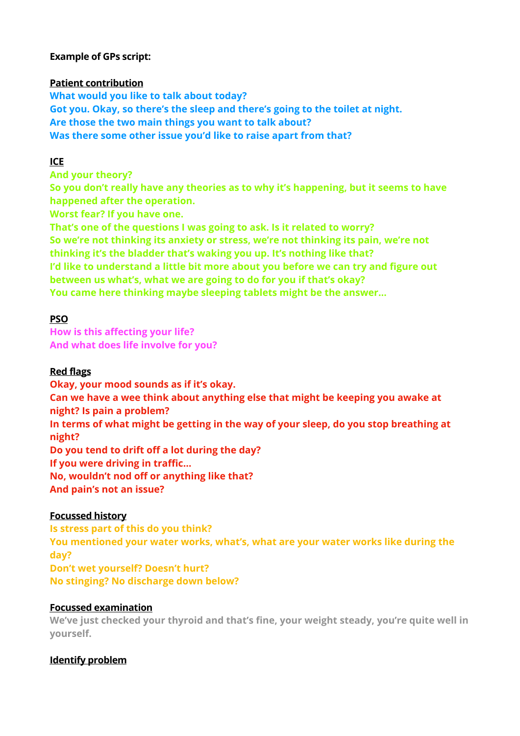**Example of GPs script:**

**Patient contribution**

**What would you like to talk about today?**
**Got you. Okay, so there's the sleep and there's going to the toilet at night.**
**Are those the two main things you want to talk about?**
**Was there some other issue you'd like to raise apart from that?**

**ICE**

**And your theory?**
**So you don't really have any theories as to why it's happening, but it seems to have happened after the operation.**
**Worst fear? If you have one.**
**That's one of the questions I was going to ask. Is it related to worry?**
**So we're not thinking its anxiety or stress, we're not thinking its pain, we're not thinking it's the bladder that's waking you up. It's nothing like that?**
**I'd like to understand a little bit more about you before we can try and figure out between us what's, what we are going to do for you if that's okay?**
**You came here thinking maybe sleeping tablets might be the answer…**

**PSO**

**How is this affecting your life?**
**And what does life involve for you?**

**Red flags**

**Okay, your mood sounds as if it's okay.**
**Can we have a wee think about anything else that might be keeping you awake at night? Is pain a problem?**
**In terms of what might be getting in the way of your sleep, do you stop breathing at night?**
**Do you tend to drift off a lot during the day?**
**If you were driving in traffic…**
**No, wouldn't nod off or anything like that?**
**And pain's not an issue?**

**Focussed history**

**Is stress part of this do you think?**
**You mentioned your water works, what's, what are your water works like during the day?**
**Don't wet yourself? Doesn't hurt?**
**No stinging? No discharge down below?**

**Focussed examination**

**We've just checked your thyroid and that's fine, your weight steady, you're quite well in yourself.**

**Identify problem**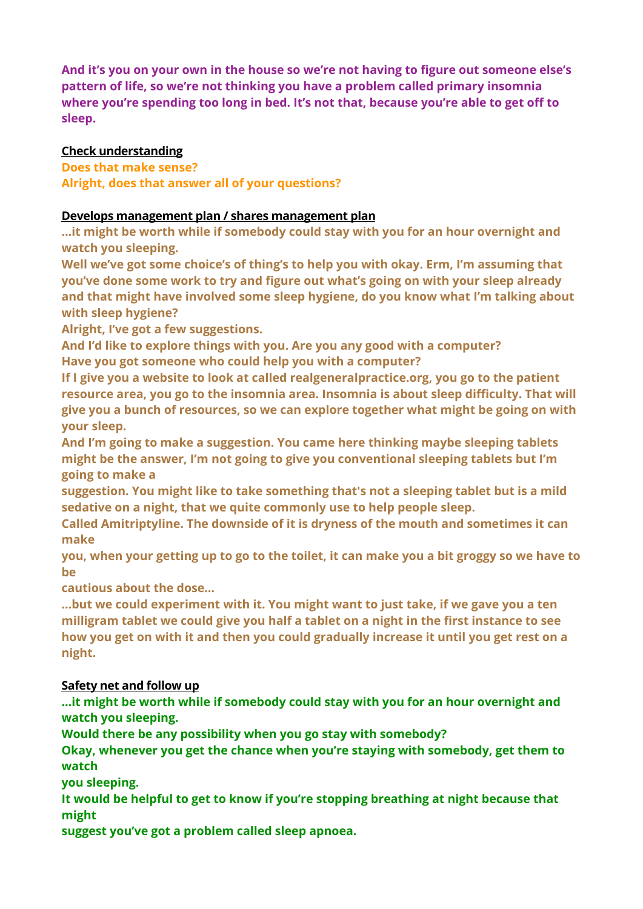**And it's you on your own in the house so we're not having to figure out someone else's pattern of life, so we're not thinking you have a problem called primary insomnia where you're spending too long in bed. It's not that, because you're able to get off to sleep.**

__Check understanding__

**Does that make sense?**
**Alright, does that answer all of your questions?**

__Develops management plan / shares management plan__

**...it might be worth while if somebody could stay with you for an hour overnight and watch you sleeping.**
**Well we've got some choice's of thing's to help you with okay. Erm, I'm assuming that you've done some work to try and figure out what's going on with your sleep already and that might have involved some sleep hygiene, do you know what I'm talking about with sleep hygiene?**
**Alright, I've got a few suggestions.**
**And I'd like to explore things with you. Are you any good with a computer?**
**Have you got someone who could help you with a computer?**
**If I give you a website to look at called realgeneralpractice.org, you go to the patient resource area, you go to the insomnia area. Insomnia is about sleep difficulty. That will give you a bunch of resources, so we can explore together what might be going on with your sleep.**
**And I'm going to make a suggestion. You came here thinking maybe sleeping tablets might be the answer, I'm not going to give you conventional sleeping tablets but I'm going to make a**
**suggestion. You might like to take something that's not a sleeping tablet but is a mild sedative on a night, that we quite commonly use to help people sleep.**
**Called Amitriptyline. The downside of it is dryness of the mouth and sometimes it can make**
**you, when your getting up to go to the toilet, it can make you a bit groggy so we have to be**
**cautious about the dose...**
**...but we could experiment with it. You might want to just take, if we gave you a ten milligram tablet we could give you half a tablet on a night in the first instance to see how you get on with it and then you could gradually increase it until you get rest on a night.**

__Safety net and follow up__

**...it might be worth while if somebody could stay with you for an hour overnight and watch you sleeping.**
**Would there be any possibility when you go stay with somebody?**
**Okay, whenever you get the chance when you're staying with somebody, get them to watch**
**you sleeping.**
**It would be helpful to get to know if you're stopping breathing at night because that might**
**suggest you've got a problem called sleep apnoea.**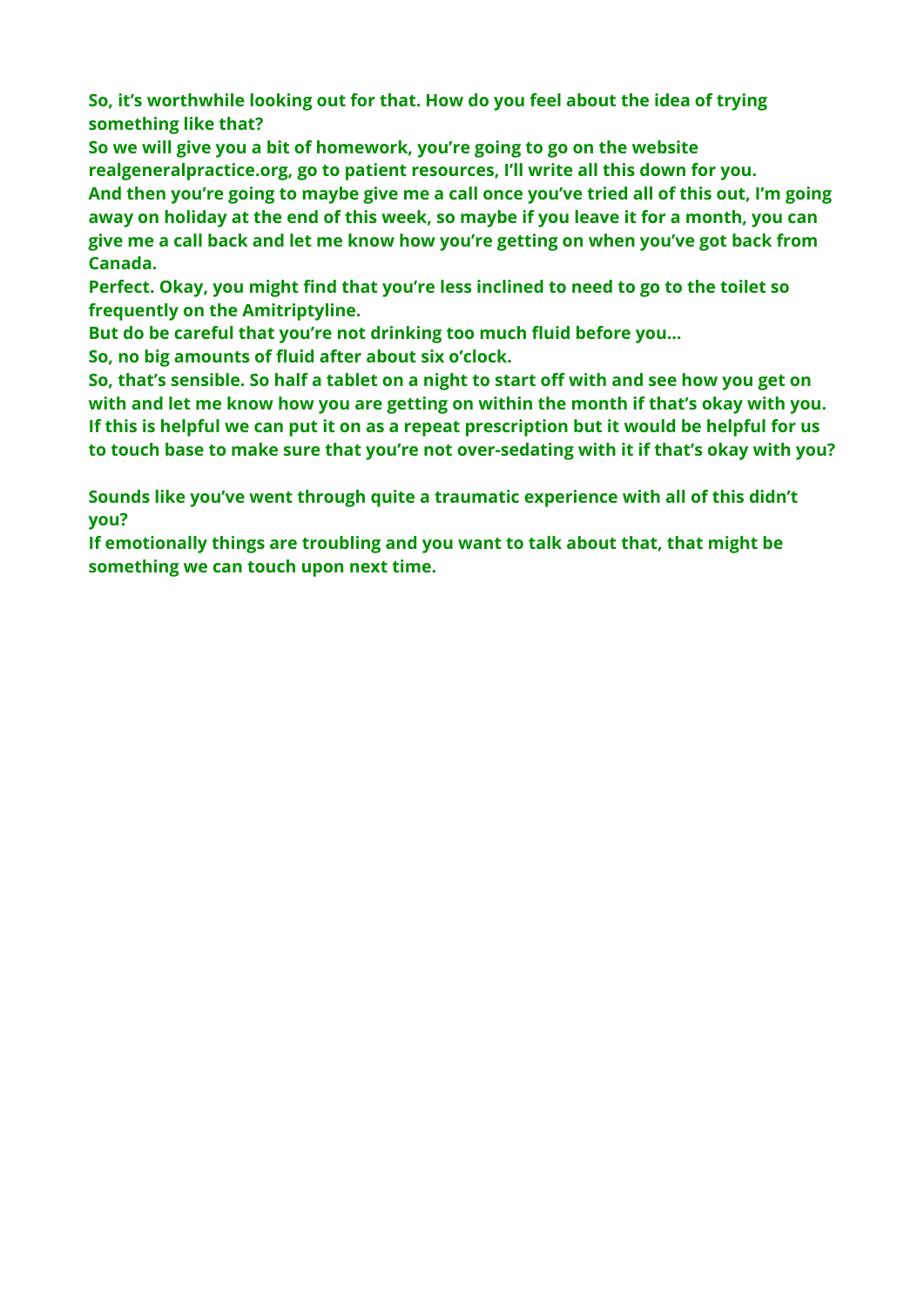**So, it's worthwhile looking out for that. How do you feel about the idea of trying something like that?**
**So we will give you a bit of homework, you're going to go on the website realgeneralpractice.org, go to patient resources, I'll write all this down for you.**
**And then you're going to maybe give me a call once you've tried all of this out, I'm going away on holiday at the end of this week, so maybe if you leave it for a month, you can give me a call back and let me know how you're getting on when you've got back from Canada.**
**Perfect. Okay, you might find that you're less inclined to need to go to the toilet so frequently on the Amitriptyline.**
**But do be careful that you're not drinking too much fluid before you...**
**So, no big amounts of fluid after about six o'clock.**
**So, that's sensible. So half a tablet on a night to start off with and see how you get on with and let me know how you are getting on within the month if that's okay with you. If this is helpful we can put it on as a repeat prescription but it would be helpful for us to touch base to make sure that you're not over-sedating with it if that's okay with you?**

**Sounds like you've went through quite a traumatic experience with all of this didn't you?**
**If emotionally things are troubling and you want to talk about that, that might be something we can touch upon next time.**